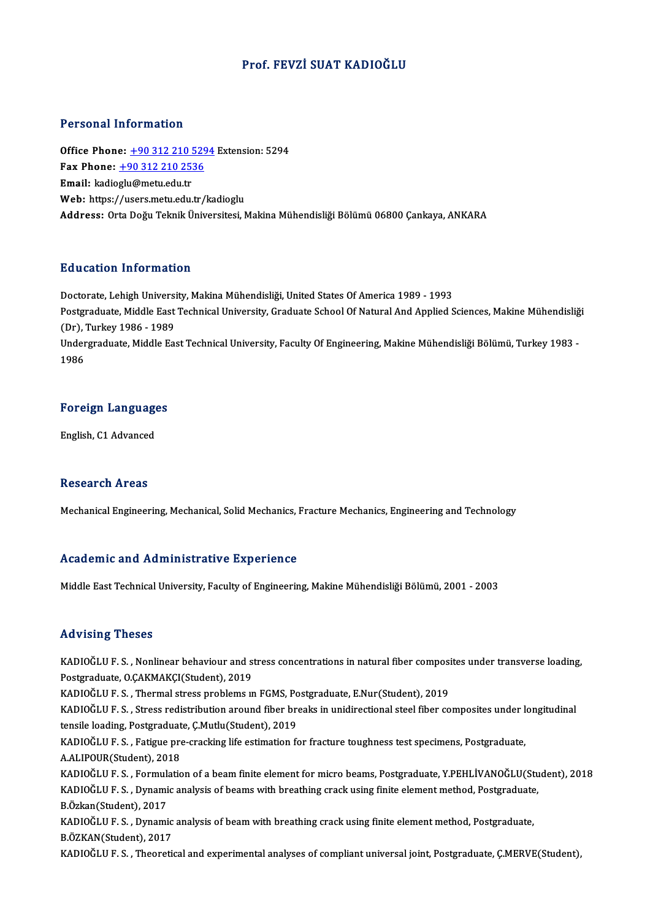# Prof. FEVZİ SUAT KADIOĞLU

## Personal Information

**Office Phone:** +90 312 210 5294 Extension: 5294
**Fax Phone:** +90 312 210 2536
**Email:** kadioglu@metu.edu.tr
**Web:** https://users.metu.edu.tr/kadioglu
**Address:** Orta Doğu Teknik Üniversitesi, Makina Mühendisliği Bölümü 06800 Çankaya, ANKARA

## Education Information

Doctorate, Lehigh University, Makina Mühendisliği, United States Of America 1989 - 1993
Postgraduate, Middle East Technical University, Graduate School Of Natural And Applied Sciences, Makine Mühendisliği (Dr), Turkey 1986 - 1989
Undergraduate, Middle East Technical University, Faculty Of Engineering, Makine Mühendisliği Bölümü, Turkey 1983 - 1986

## Foreign Languages

English, C1 Advanced

## Research Areas

Mechanical Engineering, Mechanical, Solid Mechanics, Fracture Mechanics, Engineering and Technology

## Academic and Administrative Experience

Middle East Technical University, Faculty of Engineering, Makine Mühendisliği Bölümü, 2001 - 2003

## Advising Theses

KADIOĞLU F. S. , Nonlinear behaviour and stress concentrations in natural fiber composites under transverse loading, Postgraduate, O.ÇAKMAKÇI(Student), 2019
KADIOĞLU F. S. , Thermal stress problems ın FGMS, Postgraduate, E.Nur(Student), 2019
KADIOĞLU F. S. , Stress redistribution around fiber breaks in unidirectional steel fiber composites under longitudinal tensile loading, Postgraduate, Ç.Mutlu(Student), 2019
KADIOĞLU F. S. , Fatigue pre-cracking life estimation for fracture toughness test specimens, Postgraduate, A.ALIPOUR(Student), 2018
KADIOĞLU F. S. , Formulation of a beam finite element for micro beams, Postgraduate, Y.PEHLİVANOĞLU(Student), 2018
KADIOĞLU F. S. , Dynamic analysis of beams with breathing crack using finite element method, Postgraduate, B.Özkan(Student), 2017
KADIOĞLU F. S. , Dynamic analysis of beam with breathing crack using finite element method, Postgraduate, B.ÖZKAN(Student), 2017
KADIOĞLU F. S. , Theoretical and experimental analyses of compliant universal joint, Postgraduate, Ç.MERVE(Student),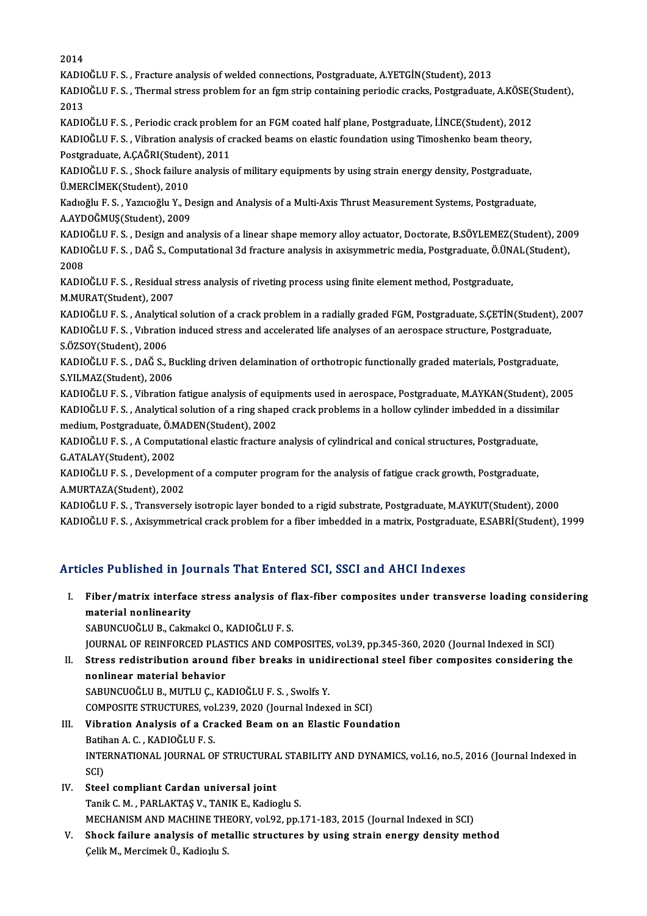2014

KADIOĞLU F. S. , Fracture analysis of welded connections, Postgraduate, A.YETGİN(Student), 2013

KADIOĞLU F. S. , Thermal stress problem for an fgm strip containing periodic cracks, Postgraduate, A.KÖSE(Student), 2013

KADIOĞLU F. S. , Periodic crack problem for an FGM coated half plane, Postgraduate, İ.İNCE(Student), 2012

KADIOĞLU F. S. , Vibration analysis of cracked beams on elastic foundation using Timoshenko beam theory, Postgraduate, A.ÇAĞRI(Student), 2011

KADIOĞLU F. S. , Shock failure analysis of military equipments by using strain energy density, Postgraduate, Ü.MERCİMEK(Student), 2010

Kadıoğlu F. S. , Yazıcıoğlu Y., Design and Analysis of a Multi-Axis Thrust Measurement Systems, Postgraduate, A.AYDOĞMUŞ(Student), 2009

KADIOĞLU F. S. , Design and analysis of a linear shape memory alloy actuator, Doctorate, B.SÖYLEMEZ(Student), 2009

KADIOĞLU F. S. , DAĞ S., Computational 3d fracture analysis in axisymmetric media, Postgraduate, Ö.ÜNAL(Student), 2008

KADIOĞLU F. S. , Residual stress analysis of riveting process using finite element method, Postgraduate, M.MURAT(Student), 2007

KADIOĞLU F. S. , Analytical solution of a crack problem in a radially graded FGM, Postgraduate, S.ÇETİN(Student), 2007

KADIOĞLU F. S. , Vıbration induced stress and accelerated life analyses of an aerospace structure, Postgraduate, S.ÖZSOY(Student), 2006

KADIOĞLU F. S. , DAĞ S., Buckling driven delamination of orthotropic functionally graded materials, Postgraduate, S.YILMAZ(Student), 2006

KADIOĞLU F. S. , Vibration fatigue analysis of equipments used in aerospace, Postgraduate, M.AYKAN(Student), 2005

KADIOĞLU F. S. , Analytical solution of a ring shaped crack problems in a hollow cylinder imbedded in a dissimilar medium, Postgraduate, Ö.MADEN(Student), 2002

KADIOĞLU F. S. , A Computational elastic fracture analysis of cylindrical and conical structures, Postgraduate, G.ATALAY(Student), 2002

KADIOĞLU F. S. , Development of a computer program for the analysis of fatigue crack growth, Postgraduate, A.MURTAZA(Student), 2002

KADIOĞLU F. S. , Transversely isotropic layer bonded to a rigid substrate, Postgraduate, M.AYKUT(Student), 2000

KADIOĞLU F. S. , Axisymmetrical crack problem for a fiber imbedded in a matrix, Postgraduate, E.SABRİ(Student), 1999

## Articles Published in Journals That Entered SCI, SSCI and AHCI Indexes

I. **Fiber/matrix interface stress analysis of flax-fiber composites under transverse loading considering material nonlinearity**
   SABUNCUOĞLU B., Cakmakci O., KADIOĞLU F. S.
   JOURNAL OF REINFORCED PLASTICS AND COMPOSITES, vol.39, pp.345-360, 2020 (Journal Indexed in SCI)

II. **Stress redistribution around fiber breaks in unidirectional steel fiber composites considering the nonlinear material behavior**
   SABUNCUOĞLU B., MUTLU Ç., KADIOĞLU F. S. , Swolfs Y.
   COMPOSITE STRUCTURES, vol.239, 2020 (Journal Indexed in SCI)

III. **Vibration Analysis of a Cracked Beam on an Elastic Foundation**
   Batihan A. C. , KADIOĞLU F. S.
   INTERNATIONAL JOURNAL OF STRUCTURAL STABILITY AND DYNAMICS, vol.16, no.5, 2016 (Journal Indexed in SCI)

IV. **Steel compliant Cardan universal joint**
   Tanik C. M. , PARLAKTAŞ V., TANIK E., Kadioglu S.
   MECHANISM AND MACHINE THEORY, vol.92, pp.171-183, 2015 (Journal Indexed in SCI)

V. **Shock failure analysis of metallic structures by using strain energy density method**
   Çelik M., Mercimek Ü., Kadioլlu S.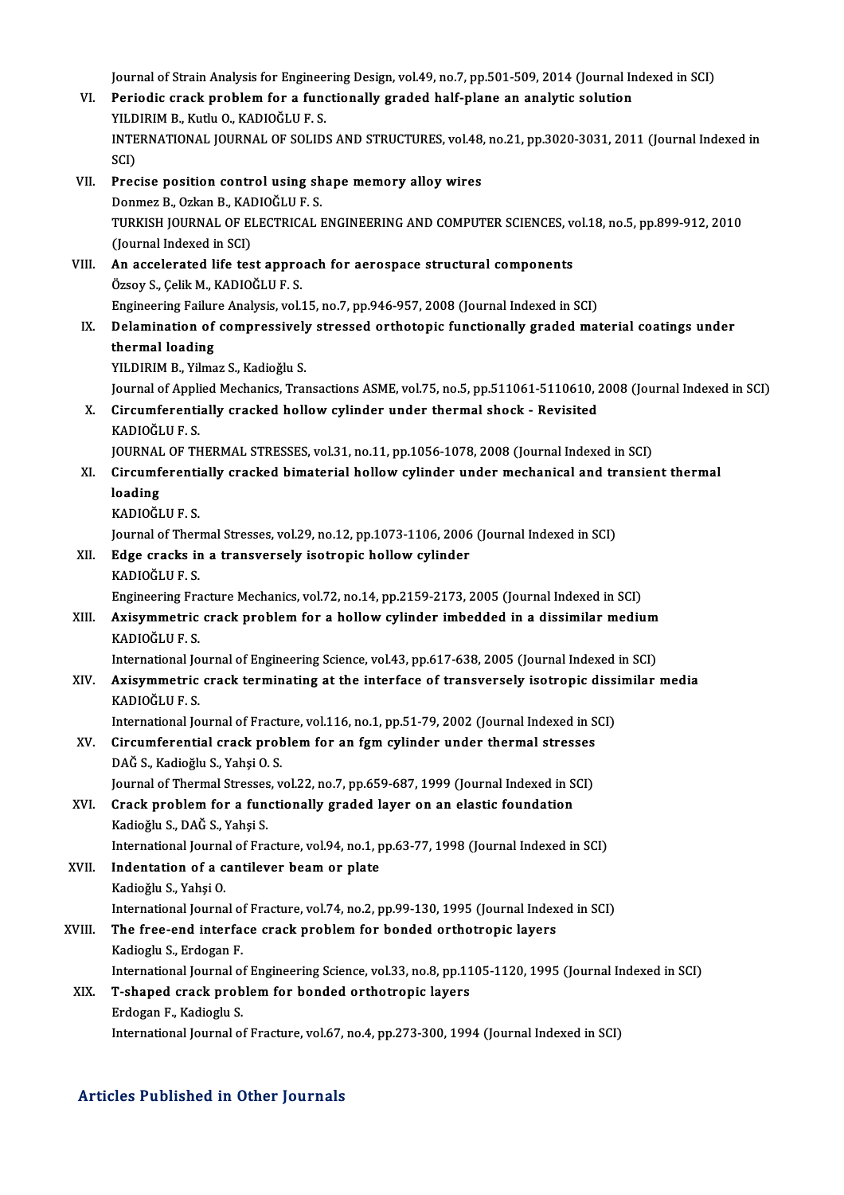Journal of Strain Analysis for Engineering Design, vol.49, no.7, pp.501-509, 2014 (Journal Indexed in SCI)

VI. **Periodic crack problem for a functionally graded half-plane an analytic solution**
YILDIRIM B., Kutlu O., KADIOĞLU F. S.
INTERNATIONAL JOURNAL OF SOLIDS AND STRUCTURES, vol.48, no.21, pp.3020-3031, 2011 (Journal Indexed in SCI)

VII. **Precise position control using shape memory alloy wires**
Donmez B., Ozkan B., KADIOĞLU F. S.
TURKISH JOURNAL OF ELECTRICAL ENGINEERING AND COMPUTER SCIENCES, vol.18, no.5, pp.899-912, 2010 (Journal Indexed in SCI)

VIII. **An accelerated life test approach for aerospace structural components**
Özsoy S., Çelik M., KADIOĞLU F. S.
Engineering Failure Analysis, vol.15, no.7, pp.946-957, 2008 (Journal Indexed in SCI)

IX. **Delamination of compressively stressed orthotopic functionally graded material coatings under thermal loading**
YILDIRIM B., Yilmaz S., Kadioğlu S.
Journal of Applied Mechanics, Transactions ASME, vol.75, no.5, pp.511061-5110610, 2008 (Journal Indexed in SCI)

X. **Circumferentially cracked hollow cylinder under thermal shock - Revisited**
KADIOĞLU F. S.
JOURNAL OF THERMAL STRESSES, vol.31, no.11, pp.1056-1078, 2008 (Journal Indexed in SCI)

XI. **Circumferentially cracked bimaterial hollow cylinder under mechanical and transient thermal loading**
KADIOĞLU F. S.
Journal of Thermal Stresses, vol.29, no.12, pp.1073-1106, 2006 (Journal Indexed in SCI)

XII. **Edge cracks in a transversely isotropic hollow cylinder**
KADIOĞLU F. S.
Engineering Fracture Mechanics, vol.72, no.14, pp.2159-2173, 2005 (Journal Indexed in SCI)

XIII. **Axisymmetric crack problem for a hollow cylinder imbedded in a dissimilar medium**
KADIOĞLU F. S.
International Journal of Engineering Science, vol.43, pp.617-638, 2005 (Journal Indexed in SCI)

XIV. **Axisymmetric crack terminating at the interface of transversely isotropic dissimilar media**
KADIOĞLU F. S.
International Journal of Fracture, vol.116, no.1, pp.51-79, 2002 (Journal Indexed in SCI)

XV. **Circumferential crack problem for an fgm cylinder under thermal stresses**
DAĞ S., Kadioğlu S., Yahşi O. S.
Journal of Thermal Stresses, vol.22, no.7, pp.659-687, 1999 (Journal Indexed in SCI)

XVI. **Crack problem for a functionally graded layer on an elastic foundation**
Kadioğlu S., DAĞ S., Yahşi S.
International Journal of Fracture, vol.94, no.1, pp.63-77, 1998 (Journal Indexed in SCI)

XVII. **Indentation of a cantilever beam or plate**
Kadioğlu S., Yahşi O.
International Journal of Fracture, vol.74, no.2, pp.99-130, 1995 (Journal Indexed in SCI)

XVIII. **The free-end interface crack problem for bonded orthotropic layers**
Kadioglu S., Erdogan F.
International Journal of Engineering Science, vol.33, no.8, pp.1105-1120, 1995 (Journal Indexed in SCI)

XIX. **T-shaped crack problem for bonded orthotropic layers**
Erdogan F., Kadioglu S.
International Journal of Fracture, vol.67, no.4, pp.273-300, 1994 (Journal Indexed in SCI)

## Articles Published in Other Journals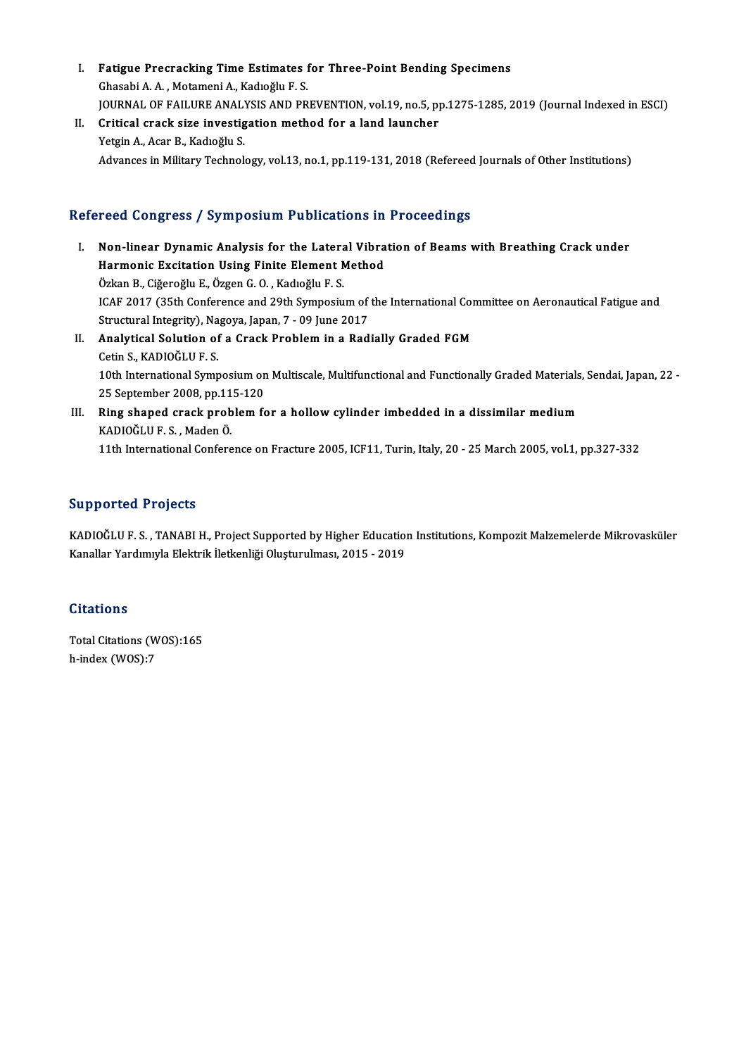I. **Fatigue Precracking Time Estimates for Three-Point Bending Specimens**
   Ghasabi A. A. , Motameni A., Kadıoğlu F. S.
   JOURNAL OF FAILURE ANALYSIS AND PREVENTION, vol.19, no.5, pp.1275-1285, 2019 (Journal Indexed in ESCI)
II. **Critical crack size investigation method for a land launcher**
   Yetgin A., Acar B., Kadıoğlu S.
   Advances in Military Technology, vol.13, no.1, pp.119-131, 2018 (Refereed Journals of Other Institutions)

## Refereed Congress / Symposium Publications in Proceedings

I. **Non-linear Dynamic Analysis for the Lateral Vibration of Beams with Breathing Crack under Harmonic Excitation Using Finite Element Method**
   Özkan B., Ciğeroğlu E., Özgen G. O. , Kadıoğlu F. S.
   ICAF 2017 (35th Conference and 29th Symposium of the International Committee on Aeronautical Fatigue and Structural Integrity), Nagoya, Japan, 7 - 09 June 2017
II. **Analytical Solution of a Crack Problem in a Radially Graded FGM**
   Cetin S., KADIOĞLU F. S.
   10th International Symposium on Multiscale, Multifunctional and Functionally Graded Materials, Sendai, Japan, 22 - 25 September 2008, pp.115-120
III. **Ring shaped crack problem for a hollow cylinder imbedded in a dissimilar medium**
   KADIOĞLU F. S. , Maden Ö.
   11th International Conference on Fracture 2005, ICF11, Turin, Italy, 20 - 25 March 2005, vol.1, pp.327-332

## Supported Projects

KADIOĞLU F. S. , TANABI H., Project Supported by Higher Education Institutions, Kompozit Malzemelerde Mikrovasküler Kanallar Yardımıyla Elektrik İletkenliği Oluşturulması, 2015 - 2019

## Citations

Total Citations (WOS):165
h-index (WOS):7